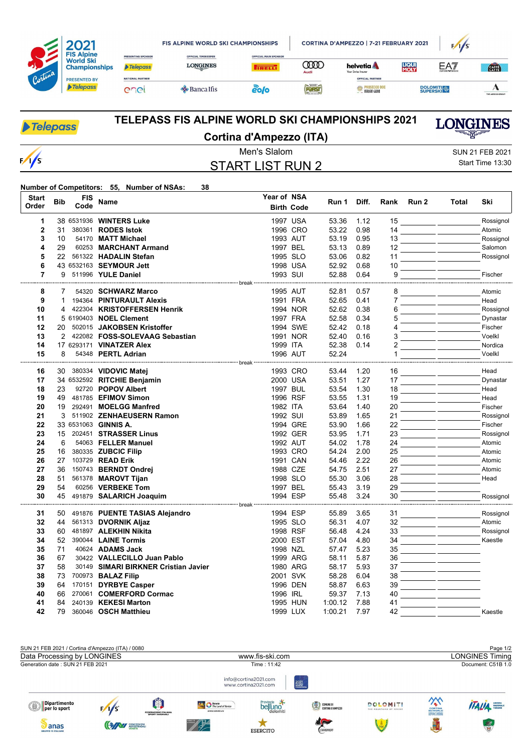# TELEPASS FIS ALPINE WORLD SKI CHAMPIONSHIPS 2021

## Cortina d'Ampezzo (ITA)

Men's Slalom

SUN 21 FEB 2021
Start Time 13:30

## START LIST RUN 2

**Number of Competitors: 55, Number of NSAs: 38**

| Start Order | Bib | FIS Code | Name | Year of Birth | NSA Code | Run 1 | Diff. | Rank | Run 2 | Total | Ski |
|---|---|---|---|---|---|---|---|---|---|---|---|
| 1 | 38 | 6531936 | **WINTERS Luke** | 1997 | USA | 53.36 | 1.12 | 15 | | | Rossignol |
| 2 | 31 | 380361 | **RODES Istok** | 1996 | CRO | 53.22 | 0.98 | 14 | | | Atomic |
| 3 | 10 | 54170 | **MATT Michael** | 1993 | AUT | 53.19 | 0.95 | 13 | | | Rossignol |
| 4 | 29 | 60253 | **MARCHANT Armand** | 1997 | BEL | 53.13 | 0.89 | 12 | | | Salomon |
| 5 | 22 | 561322 | **HADALIN Stefan** | 1995 | SLO | 53.06 | 0.82 | 11 | | | Rossignol |
| 6 | 43 | 6532163 | **SEYMOUR Jett** | 1998 | USA | 52.92 | 0.68 | 10 | | | |
| 7 | 9 | 511996 | **YULE Daniel** | 1993 | SUI | 52.88 | 0.64 | 9 | | | Fischer |
| break | | | | | | | | | | | |
| 8 | 7 | 54320 | **SCHWARZ Marco** | 1995 | AUT | 52.81 | 0.57 | 8 | | | Atomic |
| 9 | 1 | 194364 | **PINTURAULT Alexis** | 1991 | FRA | 52.65 | 0.41 | 7 | | | Head |
| 10 | 4 | 422304 | **KRISTOFFERSEN Henrik** | 1994 | NOR | 52.62 | 0.38 | 6 | | | Rossignol |
| 11 | 5 | 6190403 | **NOEL Clement** | 1997 | FRA | 52.58 | 0.34 | 5 | | | Dynastar |
| 12 | 20 | 502015 | **JAKOBSEN Kristoffer** | 1994 | SWE | 52.42 | 0.18 | 4 | | | Fischer |
| 13 | 2 | 422082 | **FOSS-SOLEVAAG Sebastian** | 1991 | NOR | 52.40 | 0.16 | 3 | | | Voelkl |
| 14 | 17 | 6293171 | **VINATZER Alex** | 1999 | ITA | 52.38 | 0.14 | 2 | | | Nordica |
| 15 | 8 | 54348 | **PERTL Adrian** | 1996 | AUT | 52.24 | | 1 | | | Voelkl |
| break | | | | | | | | | | | |
| 16 | 30 | 380334 | **VIDOVIC Matej** | 1993 | CRO | 53.44 | 1.20 | 16 | | | Head |
| 17 | 34 | 6532592 | **RITCHIE Benjamin** | 2000 | USA | 53.51 | 1.27 | 17 | | | Dynastar |
| 18 | 23 | 92720 | **POPOV Albert** | 1997 | BUL | 53.54 | 1.30 | 18 | | | Head |
| 19 | 49 | 481785 | **EFIMOV Simon** | 1996 | RSF | 53.55 | 1.31 | 19 | | | Head |
| 20 | 19 | 292491 | **MOELGG Manfred** | 1982 | ITA | 53.64 | 1.40 | 20 | | | Fischer |
| 21 | 3 | 511902 | **ZENHAEUSERN Ramon** | 1992 | SUI | 53.89 | 1.65 | 21 | | | Rossignol |
| 22 | 33 | 6531063 | **GINNIS A.** | 1994 | GRE | 53.90 | 1.66 | 22 | | | Fischer |
| 23 | 15 | 202451 | **STRASSER Linus** | 1992 | GER | 53.95 | 1.71 | 23 | | | Rossignol |
| 24 | 6 | 54063 | **FELLER Manuel** | 1992 | AUT | 54.02 | 1.78 | 24 | | | Atomic |
| 25 | 16 | 380335 | **ZUBCIC Filip** | 1993 | CRO | 54.24 | 2.00 | 25 | | | Atomic |
| 26 | 27 | 103729 | **READ Erik** | 1991 | CAN | 54.46 | 2.22 | 26 | | | Atomic |
| 27 | 36 | 150743 | **BERNDT Ondrej** | 1988 | CZE | 54.75 | 2.51 | 27 | | | Atomic |
| 28 | 51 | 561378 | **MAROVT Tijan** | 1998 | SLO | 55.30 | 3.06 | 28 | | | Head |
| 29 | 54 | 60256 | **VERBEKE Tom** | 1997 | BEL | 55.43 | 3.19 | 29 | | | |
| 30 | 45 | 491879 | **SALARICH Joaquim** | 1994 | ESP | 55.48 | 3.24 | 30 | | | Rossignol |
| break | | | | | | | | | | | |
| 31 | 50 | 491876 | **PUENTE TASIAS Alejandro** | 1994 | ESP | 55.89 | 3.65 | 31 | | | Rossignol |
| 32 | 44 | 561313 | **DVORNIK Aljaz** | 1995 | SLO | 56.31 | 4.07 | 32 | | | Atomic |
| 33 | 60 | 481897 | **ALEKHIN Nikita** | 1998 | RSF | 56.48 | 4.24 | 33 | | | Rossignol |
| 34 | 52 | 390044 | **LAINE Tormis** | 2000 | EST | 57.04 | 4.80 | 34 | | | Kaestle |
| 35 | 71 | 40624 | **ADAMS Jack** | 1998 | NZL | 57.47 | 5.23 | 35 | | | |
| 36 | 67 | 30422 | **VALLECILLO Juan Pablo** | 1999 | ARG | 58.11 | 5.87 | 36 | | | |
| 37 | 58 | 30149 | **SIMARI BIRKNER Cristian Javier** | 1980 | ARG | 58.17 | 5.93 | 37 | | | |
| 38 | 73 | 700973 | **BALAZ Filip** | 2001 | SVK | 58.28 | 6.04 | 38 | | | |
| 39 | 64 | 170151 | **DYRBYE Casper** | 1996 | DEN | 58.87 | 6.63 | 39 | | | |
| 40 | 66 | 270061 | **COMERFORD Cormac** | 1996 | IRL | 59.37 | 7.13 | 40 | | | |
| 41 | 84 | 240139 | **KEKESI Marton** | 1995 | HUN | 1:00.12 | 7.88 | 41 | | | |
| 42 | 79 | 360046 | **OSCH Matthieu** | 1999 | LUX | 1:00.21 | 7.97 | 42 | | | Kaestle |

SUN 21 FEB 2021 / Cortina d'Ampezzo (ITA) / 0080

Data Processing by LONGINES — www.fis-ski.com — LONGINES Timing

Generation date : SUN 21 FEB 2021 — Time : 11:42 — Document: C51B 1.0

info@cortina2021.com
www.cortina2021.com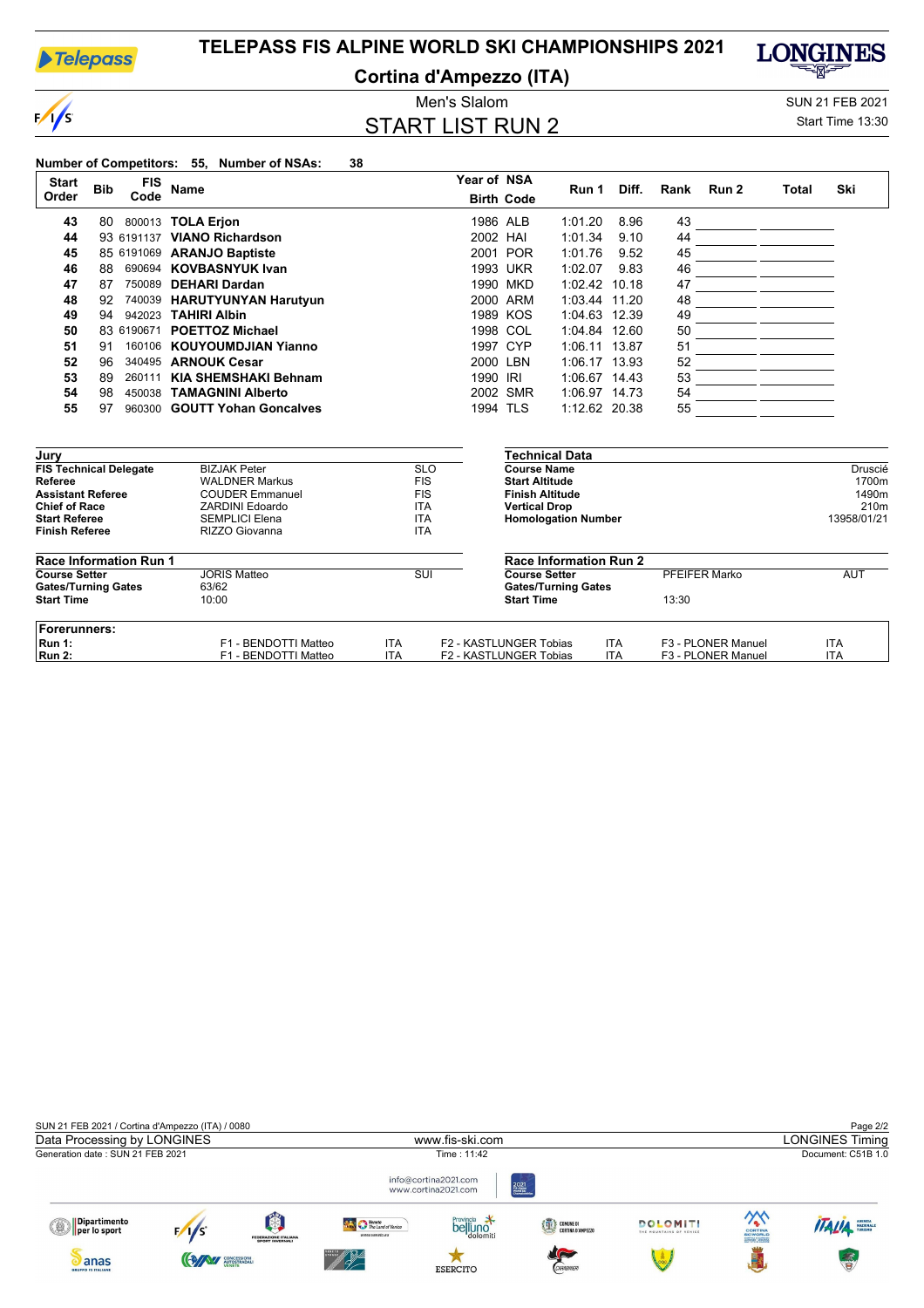# TELEPASS FIS ALPINE WORLD SKI CHAMPIONSHIPS 2021

## Cortina d'Ampezzo (ITA)

Men's Slalom

# START LIST RUN 2

SUN 21 FEB 2021
Start Time 13:30

**Number of Competitors: 55, Number of NSAs: 38**

| Start Order | Bib | FIS Code | Name | Year of Birth | NSA Code | Run 1 | Diff. | Rank | Run 2 | Total | Ski |
|---|---|---|---|---|---|---|---|---|---|---|---|
| 43 | 80 | 800013 | **TOLA Erjon** | 1986 | ALB | 1:01.20 | 8.96 | 43 | | | |
| 44 | 93 | 6191137 | **VIANO Richardson** | 2002 | HAI | 1:01.34 | 9.10 | 44 | | | |
| 45 | 85 | 6191069 | **ARANJO Baptiste** | 2001 | POR | 1:01.76 | 9.52 | 45 | | | |
| 46 | 88 | 690694 | **KOVBASNYUK Ivan** | 1993 | UKR | 1:02.07 | 9.83 | 46 | | | |
| 47 | 87 | 750089 | **DEHARI Dardan** | 1990 | MKD | 1:02.42 | 10.18 | 47 | | | |
| 48 | 92 | 740039 | **HARUTYUNYAN Harutyun** | 2000 | ARM | 1:03.44 | 11.20 | 48 | | | |
| 49 | 94 | 942023 | **TAHIRI Albin** | 1989 | KOS | 1:04.63 | 12.39 | 49 | | | |
| 50 | 83 | 6190671 | **POETTOZ Michael** | 1998 | COL | 1:04.84 | 12.60 | 50 | | | |
| 51 | 91 | 160106 | **KOUYOUMDJIAN Yianno** | 1997 | CYP | 1:06.11 | 13.87 | 51 | | | |
| 52 | 96 | 340495 | **ARNOUK Cesar** | 2000 | LBN | 1:06.17 | 13.93 | 52 | | | |
| 53 | 89 | 260111 | **KIA SHEMSHAKI Behnam** | 1990 | IRI | 1:06.67 | 14.43 | 53 | | | |
| 54 | 98 | 450038 | **TAMAGNINI Alberto** | 2002 | SMR | 1:06.97 | 14.73 | 54 | | | |
| 55 | 97 | 960300 | **GOUTT Yohan Goncalves** | 1994 | TLS | 1:12.62 | 20.38 | 55 | | | |

### Jury

| | | |
|---|---|---|
| **FIS Technical Delegate** | BIZJAK Peter | SLO |
| **Referee** | WALDNER Markus | FIS |
| **Assistant Referee** | COUDER Emmanuel | FIS |
| **Chief of Race** | ZARDINI Edoardo | ITA |
| **Start Referee** | SEMPLICI Elena | ITA |
| **Finish Referee** | RIZZO Giovanna | ITA |

### Technical Data

| | |
|---|---|
| **Course Name** | Druscié |
| **Start Altitude** | 1700m |
| **Finish Altitude** | 1490m |
| **Vertical Drop** | 210m |
| **Homologation Number** | 13958/01/21 |

### Race Information Run 1

| | | |
|---|---|---|
| **Course Setter** | JORIS Matteo | SUI |
| **Gates/Turning Gates** | 63/62 | |
| **Start Time** | 10:00 | |

### Race Information Run 2

| | | |
|---|---|---|
| **Course Setter** | PFEIFER Marko | AUT |
| **Gates/Turning Gates** | | |
| **Start Time** | 13:30 | |

### Forerunners:

| | | | | | | |
|---|---|---|---|---|---|---|
| **Run 1:** | F1 - BENDOTTI Matteo | ITA | F2 - KASTLUNGER Tobias | ITA | F3 - PLONER Manuel | ITA |
| **Run 2:** | F1 - BENDOTTI Matteo | ITA | F2 - KASTLUNGER Tobias | ITA | F3 - PLONER Manuel | ITA |

SUN 21 FEB 2021 / Cortina d'Ampezzo (ITA) / 0080
Data Processing by LONGINES — www.fis-ski.com — LONGINES Timing
Generation date : SUN 21 FEB 2021 — Time : 11:42 — Document: C51B 1.0

info@cortina2021.com
www.cortina2021.com